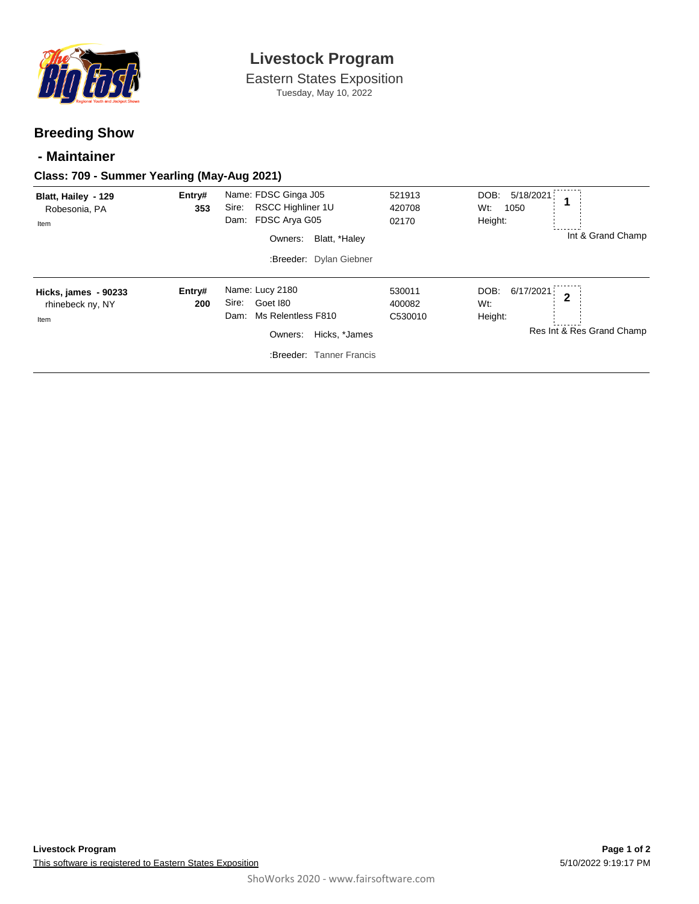# Livestock Program

Eastern States Exposition

Tuesday, May 10, 2022

## Breeding Show

### - Maintainer

#### Class: 709 - Summer Yearling (May-Aug 2021)

| Exhibitor | Entry# | Animal | Reg # | Details | Placing |
|---|---|---|---|---|---|
| **Blatt, Hailey - 129**<br>Robesonia, PA<br>Item | **353** | Name: FDSC Ginga J05<br>Sire: RSCC Highliner 1U<br>Dam: FDSC Arya G05<br>Owners: Blatt, *Haley<br>:Breeder: Dylan Giebner | 521913<br>420708<br>02170 | DOB: 5/18/2021<br>Wt: 1050<br>Height: | **1**<br>Int & Grand Champ |
| **Hicks, james - 90233**<br>rhinebeck ny, NY<br>Item | **200** | Name: Lucy 2180<br>Sire: Goet I80<br>Dam: Ms Relentless F810<br>Owners: Hicks, *James<br>:Breeder: Tanner Francis | 530011<br>400082<br>C530010 | DOB: 6/17/2021<br>Wt:<br>Height: | **2**<br>Res Int & Res Grand Champ |

**Livestock Program**

This software is registered to Eastern States Exposition

5/10/2022 9:19:17 PM

ShoWorks 2020 - www.fairsoftware.com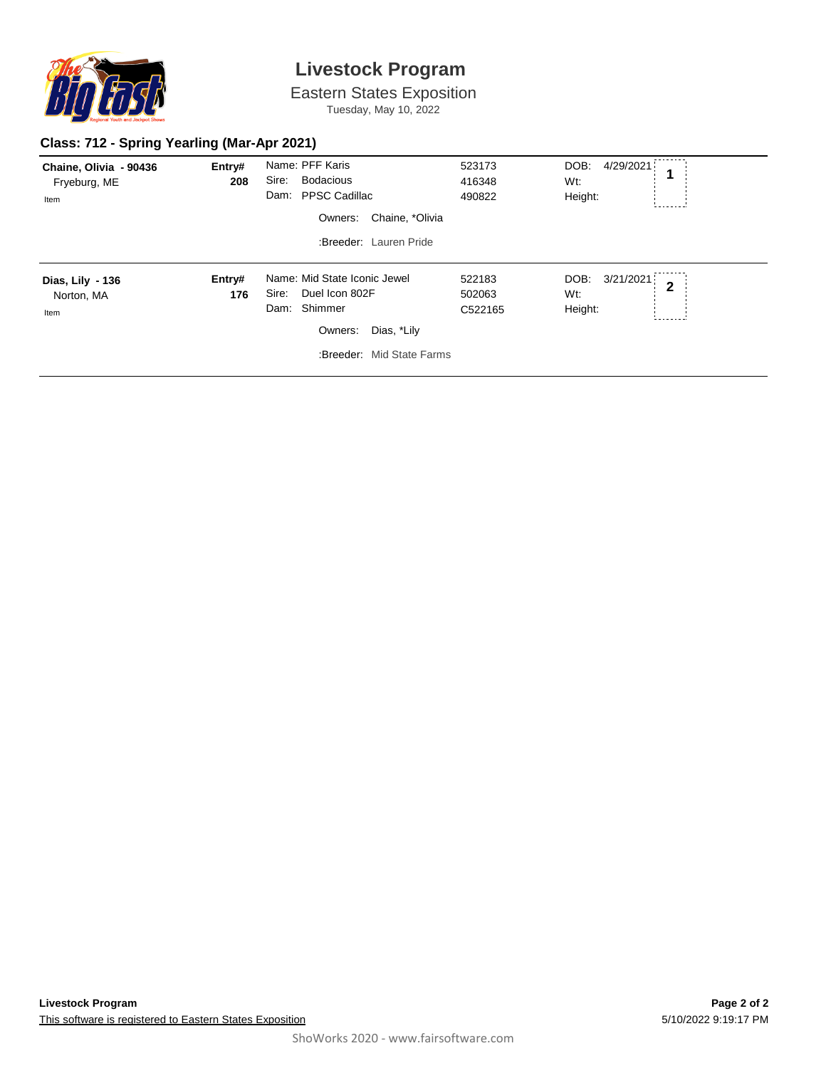# Livestock Program

Eastern States Exposition

Tuesday, May 10, 2022

## Class: 712 - Spring Yearling (Mar-Apr 2021)

| | | | | | |
|---|---|---|---|---|---|
| **Chaine, Olivia - 90436**<br>Fryeburg, ME<br>Item | **Entry#**<br>**208** | Name: PFF Karis<br>Sire: Bodacious<br>Dam: PPSC Cadillac<br>Owners: Chaine, *Olivia<br>:Breeder: Lauren Pride | 523173<br>416348<br>490822 | DOB: 4/29/2021<br>Wt:<br>Height: | **1** |
| **Dias, Lily - 136**<br>Norton, MA<br>Item | **Entry#**<br>**176** | Name: Mid State Iconic Jewel<br>Sire: Duel Icon 802F<br>Dam: Shimmer<br>Owners: Dias, *Lily<br>:Breeder: Mid State Farms | 522183<br>502063<br>C522165 | DOB: 3/21/2021<br>Wt:<br>Height: | **2** |

**Livestock Program**

This software is registered to Eastern States Exposition

5/10/2022 9:19:17 PM

ShoWorks 2020 - www.fairsoftware.com